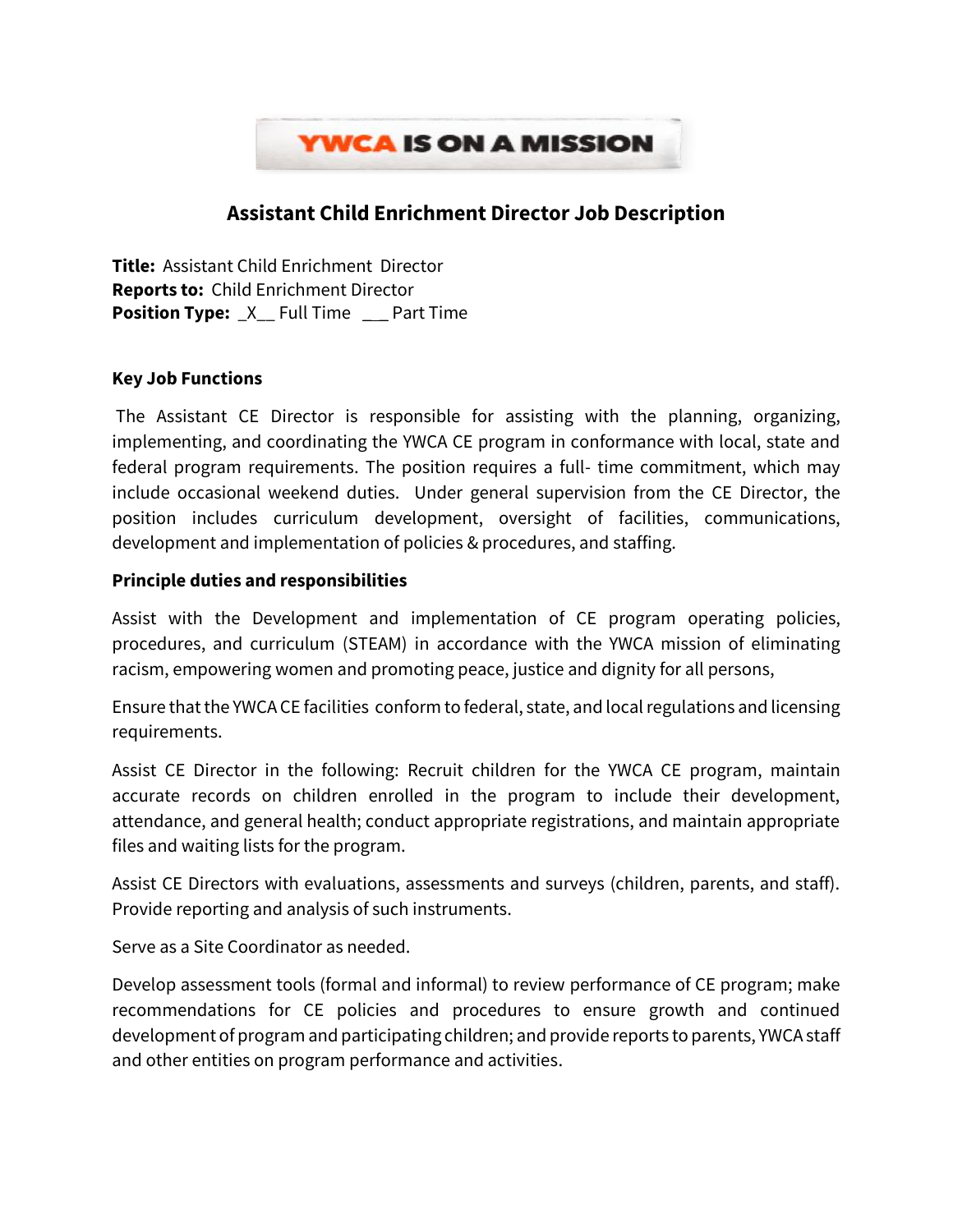YWCA IS ON A MISSION

# Assistant Child Enrichment Director Job Description

**Title:** Assistant Child Enrichment Director
**Reports to:** Child Enrichment Director
**Position Type:** _X__ Full Time ___ Part Time

**Key Job Functions**

The Assistant CE Director is responsible for assisting with the planning, organizing, implementing, and coordinating the YWCA CE program in conformance with local, state and federal program requirements. The position requires a full- time commitment, which may include occasional weekend duties. Under general supervision from the CE Director, the position includes curriculum development, oversight of facilities, communications, development and implementation of policies & procedures, and staffing.

**Principle duties and responsibilities**

Assist with the Development and implementation of CE program operating policies, procedures, and curriculum (STEAM) in accordance with the YWCA mission of eliminating racism, empowering women and promoting peace, justice and dignity for all persons,

Ensure that the YWCA CE facilities conform to federal, state, and local regulations and licensing requirements.

Assist CE Director in the following: Recruit children for the YWCA CE program, maintain accurate records on children enrolled in the program to include their development, attendance, and general health; conduct appropriate registrations, and maintain appropriate files and waiting lists for the program.

Assist CE Directors with evaluations, assessments and surveys (children, parents, and staff). Provide reporting and analysis of such instruments.

Serve as a Site Coordinator as needed.

Develop assessment tools (formal and informal) to review performance of CE program; make recommendations for CE policies and procedures to ensure growth and continued development of program and participating children; and provide reports to parents, YWCA staff and other entities on program performance and activities.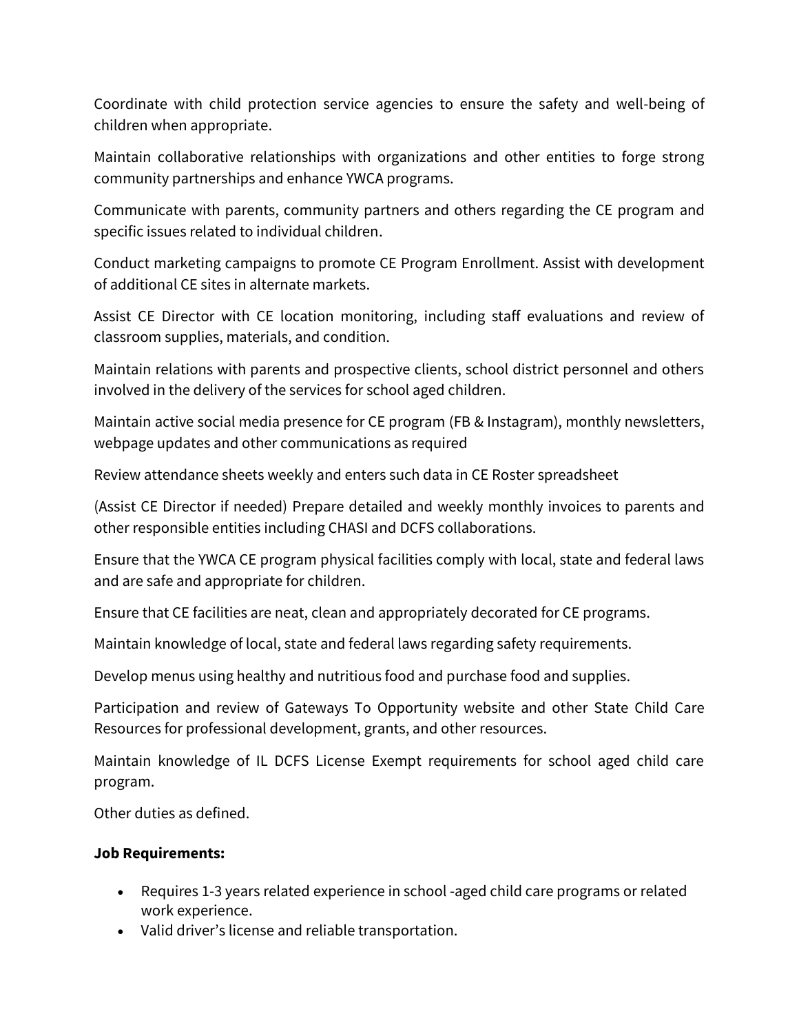Coordinate with child protection service agencies to ensure the safety and well-being of children when appropriate.

Maintain collaborative relationships with organizations and other entities to forge strong community partnerships and enhance YWCA programs.

Communicate with parents, community partners and others regarding the CE program and specific issues related to individual children.

Conduct marketing campaigns to promote CE Program Enrollment. Assist with development of additional CE sites in alternate markets.

Assist CE Director with CE location monitoring, including staff evaluations and review of classroom supplies, materials, and condition.

Maintain relations with parents and prospective clients, school district personnel and others involved in the delivery of the services for school aged children.

Maintain active social media presence for CE program (FB & Instagram), monthly newsletters, webpage updates and other communications as required

Review attendance sheets weekly and enters such data in CE Roster spreadsheet

(Assist CE Director if needed) Prepare detailed and weekly monthly invoices to parents and other responsible entities including CHASI and DCFS collaborations.

Ensure that the YWCA CE program physical facilities comply with local, state and federal laws and are safe and appropriate for children.

Ensure that CE facilities are neat, clean and appropriately decorated for CE programs.

Maintain knowledge of local, state and federal laws regarding safety requirements.

Develop menus using healthy and nutritious food and purchase food and supplies.

Participation and review of Gateways To Opportunity website and other State Child Care Resources for professional development, grants, and other resources.

Maintain knowledge of IL DCFS License Exempt requirements for school aged child care program.

Other duties as defined.

**Job Requirements:**

- Requires 1-3 years related experience in school -aged child care programs or related work experience.
- Valid driver's license and reliable transportation.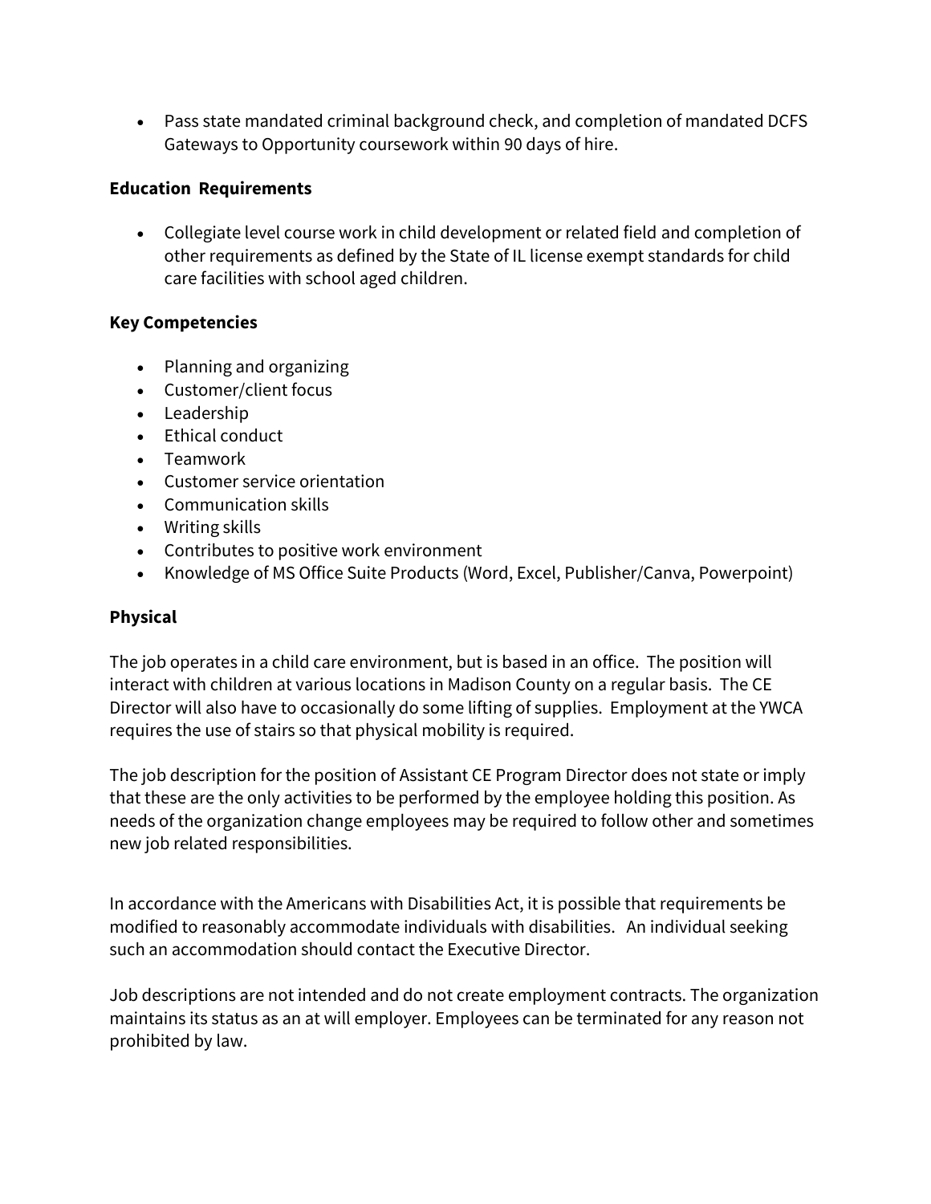- Pass state mandated criminal background check, and completion of mandated DCFS Gateways to Opportunity coursework within 90 days of hire.

**Education Requirements**

- Collegiate level course work in child development or related field and completion of other requirements as defined by the State of IL license exempt standards for child care facilities with school aged children.

**Key Competencies**

- Planning and organizing
- Customer/client focus
- Leadership
- Ethical conduct
- Teamwork
- Customer service orientation
- Communication skills
- Writing skills
- Contributes to positive work environment
- Knowledge of MS Office Suite Products (Word, Excel, Publisher/Canva, Powerpoint)

**Physical**

The job operates in a child care environment, but is based in an office. The position will interact with children at various locations in Madison County on a regular basis. The CE Director will also have to occasionally do some lifting of supplies. Employment at the YWCA requires the use of stairs so that physical mobility is required.

The job description for the position of Assistant CE Program Director does not state or imply that these are the only activities to be performed by the employee holding this position. As needs of the organization change employees may be required to follow other and sometimes new job related responsibilities.

In accordance with the Americans with Disabilities Act, it is possible that requirements be modified to reasonably accommodate individuals with disabilities. An individual seeking such an accommodation should contact the Executive Director.

Job descriptions are not intended and do not create employment contracts. The organization maintains its status as an at will employer. Employees can be terminated for any reason not prohibited by law.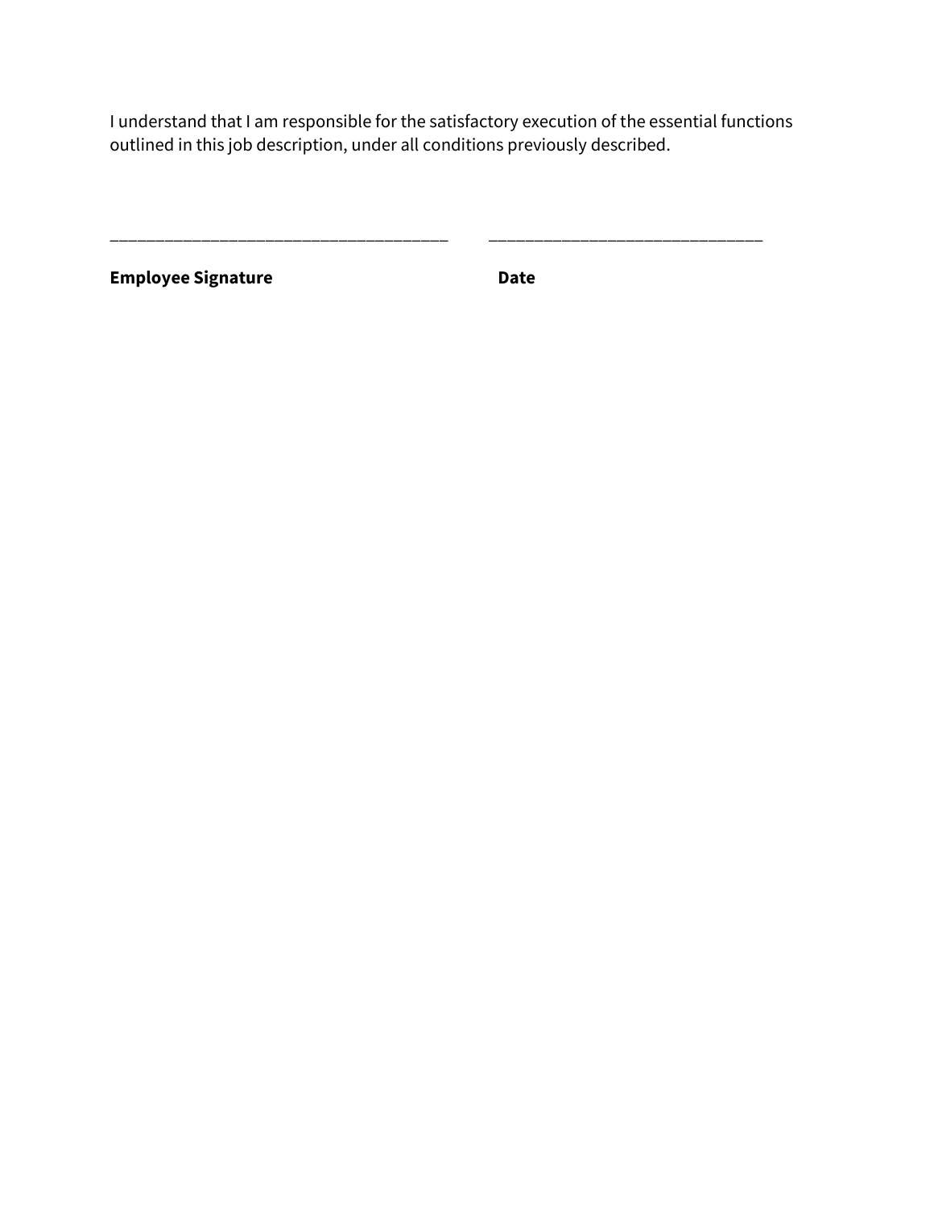I understand that I am responsible for the satisfactory execution of the essential functions outlined in this job description, under all conditions previously described.

_______________________________________ _______________________________

**Employee Signature** **Date**